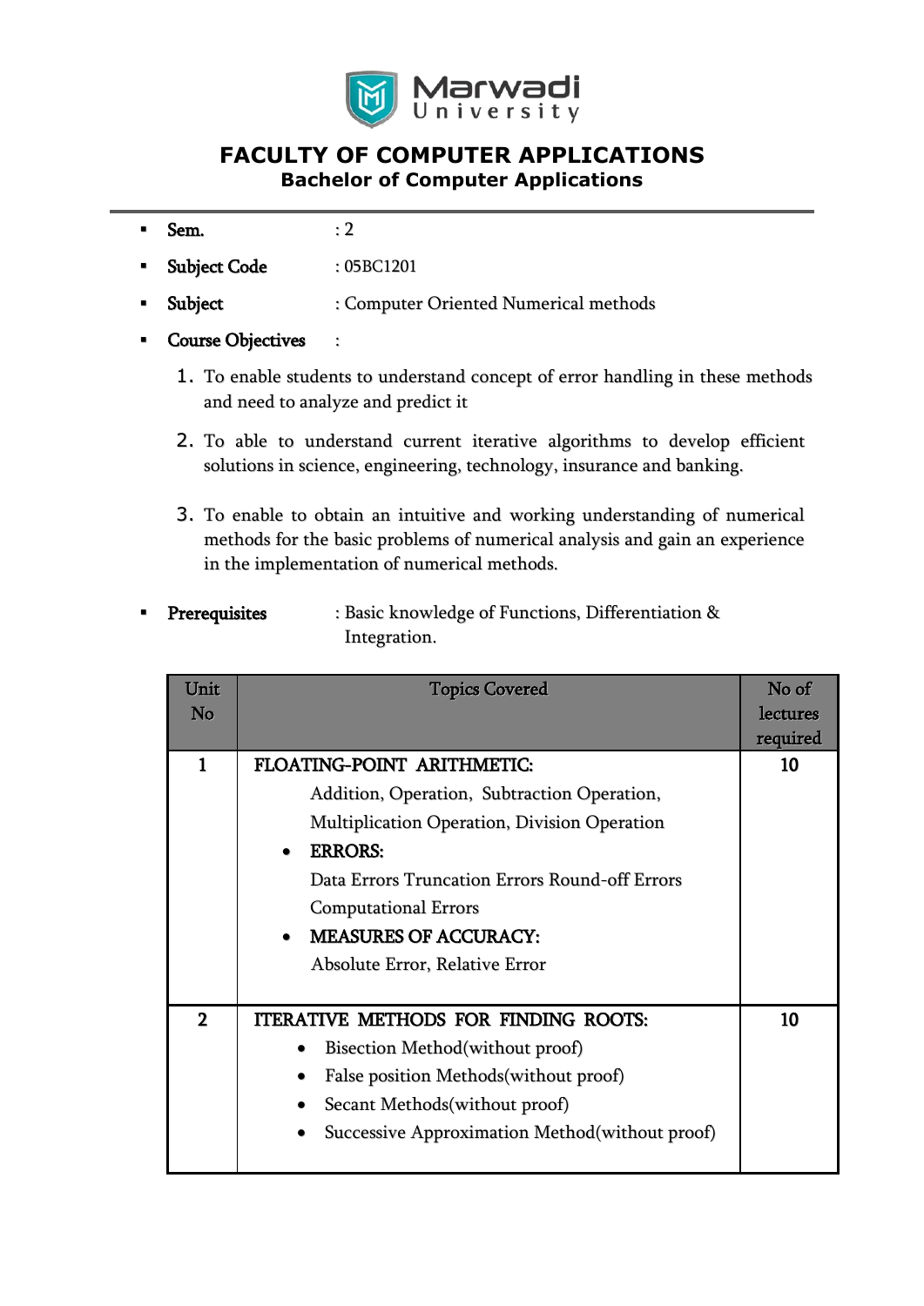# FACULTY OF COMPUTER APPLICATIONS

## Bachelor of Computer Applications

- **Sem.** : 2
- **Subject Code** : 05BC1201
- **Subject** : Computer Oriented Numerical methods
- **Course Objectives** :
  1. To enable students to understand concept of error handling in these methods and need to analyze and predict it
  2. To able to understand current iterative algorithms to develop efficient solutions in science, engineering, technology, insurance and banking.
  3. To enable to obtain an intuitive and working understanding of numerical methods for the basic problems of numerical analysis and gain an experience in the implementation of numerical methods.
- **Prerequisites** : Basic knowledge of Functions, Differentiation & Integration.

| Unit No | Topics Covered | No of lectures required |
|---|---|---|
| 1 | **FLOATING-POINT ARITHMETIC:**<br>Addition, Operation, Subtraction Operation, Multiplication Operation, Division Operation<br>• **ERRORS:**<br>Data Errors Truncation Errors Round-off Errors Computational Errors<br>• **MEASURES OF ACCURACY:**<br>Absolute Error, Relative Error | 10 |
| 2 | **ITERATIVE METHODS FOR FINDING ROOTS:**<br>• Bisection Method(without proof)<br>• False position Methods(without proof)<br>• Secant Methods(without proof)<br>• Successive Approximation Method(without proof) | 10 |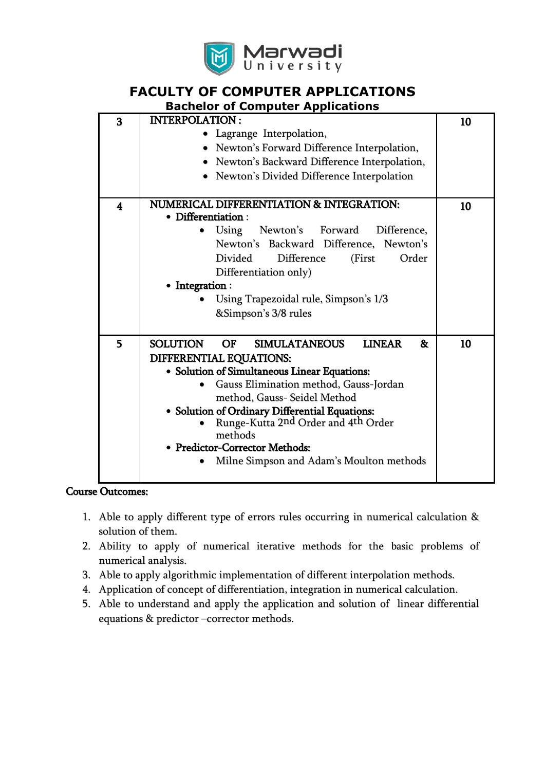# FACULTY OF COMPUTER APPLICATIONS

## Bachelor of Computer Applications

| | | |
|---|---|---|
| 3 | INTERPOLATION :<br>• Lagrange Interpolation,<br>• Newton's Forward Difference Interpolation,<br>• Newton's Backward Difference Interpolation,<br>• Newton's Divided Difference Interpolation | 10 |
| 4 | NUMERICAL DIFFERENTIATION & INTEGRATION:<br>• **Differentiation** :<br>• Using Newton's Forward Difference, Newton's Backward Difference, Newton's Divided Difference (First Order Differentiation only)<br>• **Integration** :<br>• Using Trapezoidal rule, Simpson's 1/3 &Simpson's 3/8 rules | 10 |
| 5 | SOLUTION OF SIMULATANEOUS LINEAR & DIFFERENTIAL EQUATIONS:<br>• **Solution of Simultaneous Linear Equations:**<br>• Gauss Elimination method, Gauss-Jordan method, Gauss- Seidel Method<br>• **Solution of Ordinary Differential Equations:**<br>• Runge-Kutta $2^{nd}$ Order and $4^{th}$ Order methods<br>• **Predictor-Corrector Methods:**<br>• Milne Simpson and Adam's Moulton methods | 10 |

Course Outcomes:

1. Able to apply different type of errors rules occurring in numerical calculation & solution of them.
2. Ability to apply of numerical iterative methods for the basic problems of numerical analysis.
3. Able to apply algorithmic implementation of different interpolation methods.
4. Application of concept of differentiation, integration in numerical calculation.
5. Able to understand and apply the application and solution of linear differential equations & predictor –corrector methods.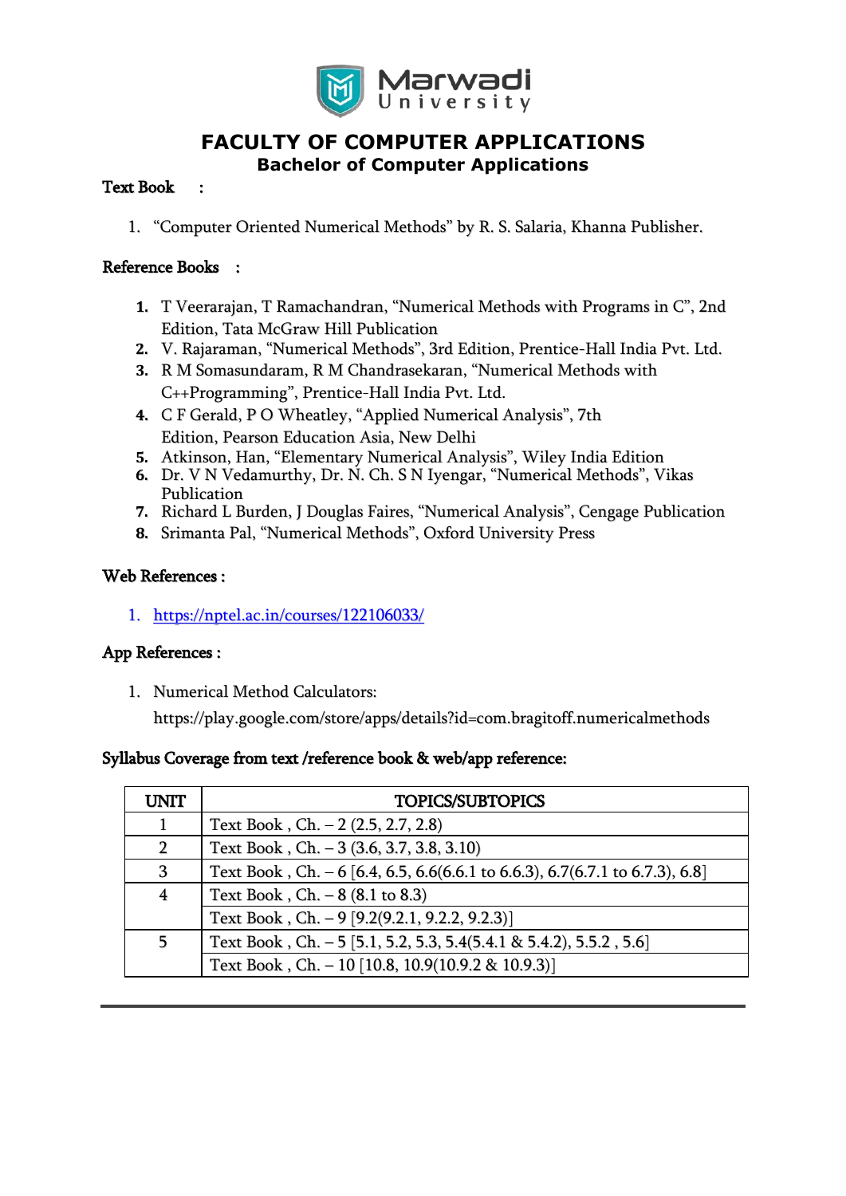# FACULTY OF COMPUTER APPLICATIONS

## Bachelor of Computer Applications

**Text Book :**

1. "Computer Oriented Numerical Methods" by R. S. Salaria, Khanna Publisher.

**Reference Books :**

1. T Veerarajan, T Ramachandran, "Numerical Methods with Programs in C", 2nd Edition, Tata McGraw Hill Publication
2. V. Rajaraman, "Numerical Methods", 3rd Edition, Prentice-Hall India Pvt. Ltd.
3. R M Somasundaram, R M Chandrasekaran, "Numerical Methods with C++Programming", Prentice-Hall India Pvt. Ltd.
4. C F Gerald, P O Wheatley, "Applied Numerical Analysis", 7th Edition, Pearson Education Asia, New Delhi
5. Atkinson, Han, "Elementary Numerical Analysis", Wiley India Edition
6. Dr. V N Vedamurthy, Dr. N. Ch. S N Iyengar, "Numerical Methods", Vikas Publication
7. Richard L Burden, J Douglas Faires, "Numerical Analysis", Cengage Publication
8. Srimanta Pal, "Numerical Methods", Oxford University Press

**Web References :**

1. https://nptel.ac.in/courses/122106033/

**App References :**

1. Numerical Method Calculators: https://play.google.com/store/apps/details?id=com.bragitoff.numericalmethods

**Syllabus Coverage from text /reference book & web/app reference:**

| UNIT | TOPICS/SUBTOPICS |
|---|---|
| 1 | Text Book , Ch. – 2 (2.5, 2.7, 2.8) |
| 2 | Text Book , Ch. – 3 (3.6, 3.7, 3.8, 3.10) |
| 3 | Text Book , Ch. – 6 [6.4, 6.5, 6.6(6.6.1 to 6.6.3), 6.7(6.7.1 to 6.7.3), 6.8] |
| 4 | Text Book , Ch. – 8 (8.1 to 8.3) |
| | Text Book , Ch. – 9 [9.2(9.2.1, 9.2.2, 9.2.3)] |
| 5 | Text Book , Ch. – 5 [5.1, 5.2, 5.3, 5.4(5.4.1 & 5.4.2), 5.5.2 , 5.6] |
| | Text Book , Ch. – 10 [10.8, 10.9(10.9.2 & 10.9.3)] |